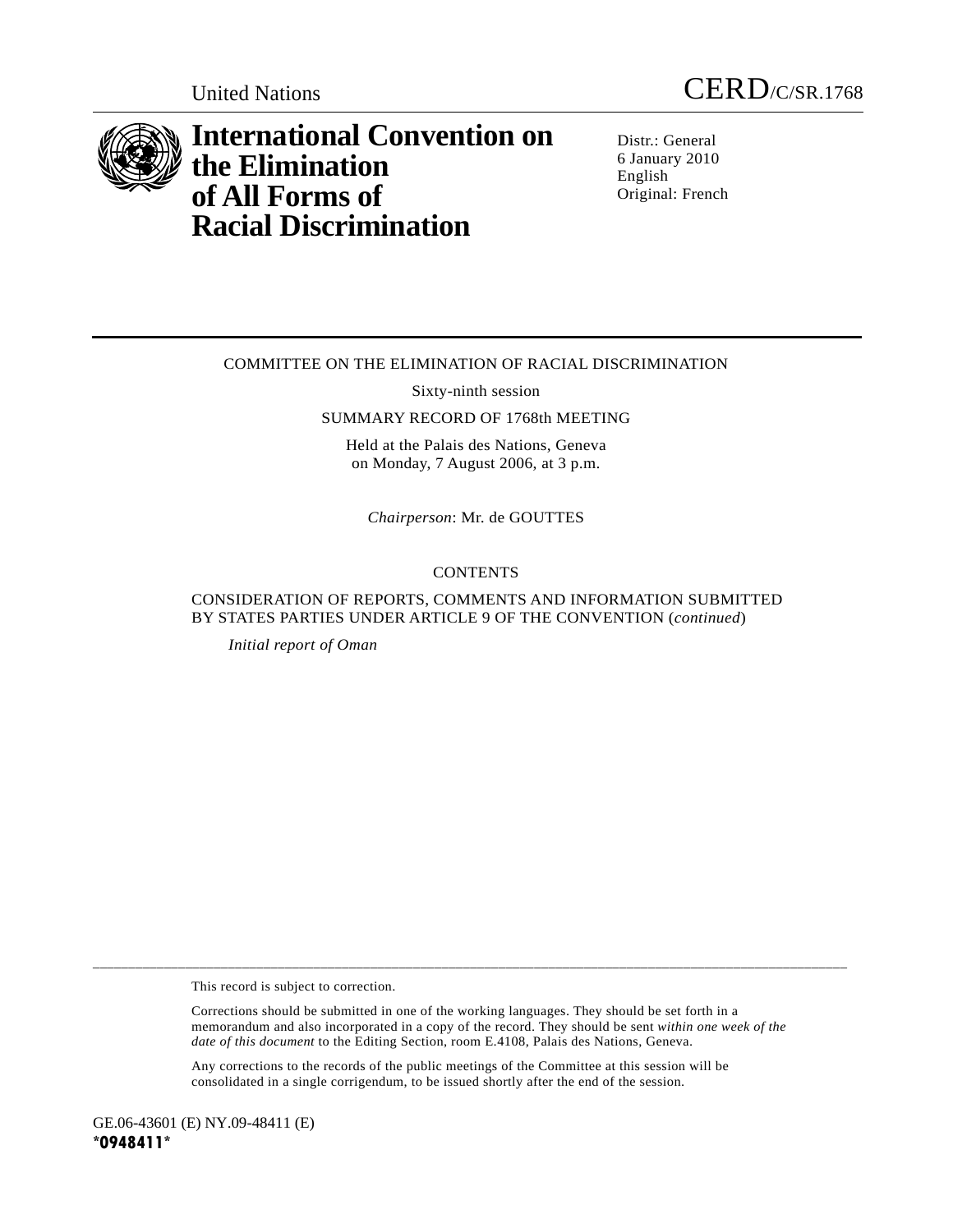United Nations CERD/C/SR.1768

# International Convention on the Elimination of All Forms of Racial Discrimination

Distr.: General
6 January 2010
English
Original: French

COMMITTEE ON THE ELIMINATION OF RACIAL DISCRIMINATION

Sixty-ninth session

SUMMARY RECORD OF 1768th MEETING

Held at the Palais des Nations, Geneva
on Monday, 7 August 2006, at 3 p.m.

*Chairperson*: Mr. de GOUTTES

CONTENTS

CONSIDERATION OF REPORTS, COMMENTS AND INFORMATION SUBMITTED BY STATES PARTIES UNDER ARTICLE 9 OF THE CONVENTION (*continued*)

*Initial report of Oman*

---

This record is subject to correction.

Corrections should be submitted in one of the working languages. They should be set forth in a memorandum and also incorporated in a copy of the record. They should be sent *within one week of the date of this document* to the Editing Section, room E.4108, Palais des Nations, Geneva.

Any corrections to the records of the public meetings of the Committee at this session will be consolidated in a single corrigendum, to be issued shortly after the end of the session.

GE.06-43601 (E) NY.09-48411 (E)
**\*0948411\***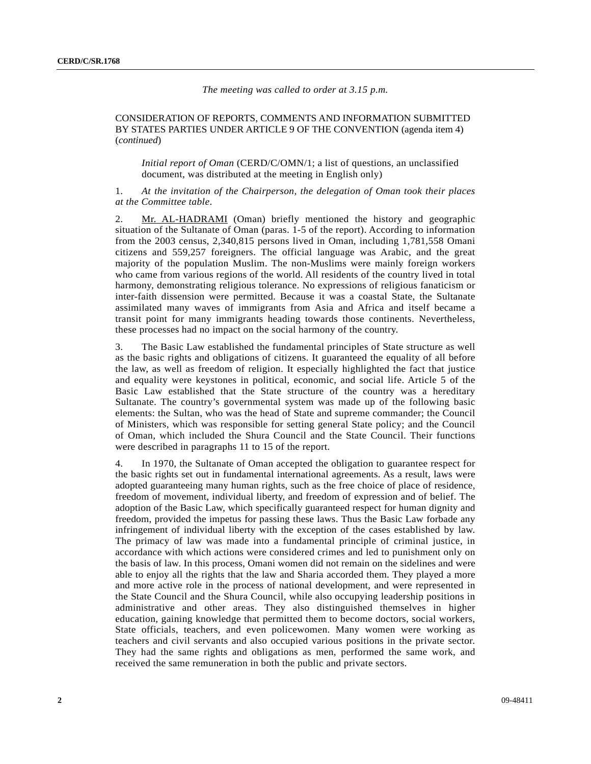*The meeting was called to order at 3.15 p.m.*

CONSIDERATION OF REPORTS, COMMENTS AND INFORMATION SUBMITTED BY STATES PARTIES UNDER ARTICLE 9 OF THE CONVENTION (agenda item 4) (*continued*)

*Initial report of Oman* (CERD/C/OMN/1; a list of questions, an unclassified document, was distributed at the meeting in English only)

1. *At the invitation of the Chairperson, the delegation of Oman took their places at the Committee table*.

2. Mr. AL-HADRAMI (Oman) briefly mentioned the history and geographic situation of the Sultanate of Oman (paras. 1-5 of the report). According to information from the 2003 census, 2,340,815 persons lived in Oman, including 1,781,558 Omani citizens and 559,257 foreigners. The official language was Arabic, and the great majority of the population Muslim. The non-Muslims were mainly foreign workers who came from various regions of the world. All residents of the country lived in total harmony, demonstrating religious tolerance. No expressions of religious fanaticism or inter-faith dissension were permitted. Because it was a coastal State, the Sultanate assimilated many waves of immigrants from Asia and Africa and itself became a transit point for many immigrants heading towards those continents. Nevertheless, these processes had no impact on the social harmony of the country.

3. The Basic Law established the fundamental principles of State structure as well as the basic rights and obligations of citizens. It guaranteed the equality of all before the law, as well as freedom of religion. It especially highlighted the fact that justice and equality were keystones in political, economic, and social life. Article 5 of the Basic Law established that the State structure of the country was a hereditary Sultanate. The country's governmental system was made up of the following basic elements: the Sultan, who was the head of State and supreme commander; the Council of Ministers, which was responsible for setting general State policy; and the Council of Oman, which included the Shura Council and the State Council. Their functions were described in paragraphs 11 to 15 of the report.

4. In 1970, the Sultanate of Oman accepted the obligation to guarantee respect for the basic rights set out in fundamental international agreements. As a result, laws were adopted guaranteeing many human rights, such as the free choice of place of residence, freedom of movement, individual liberty, and freedom of expression and of belief. The adoption of the Basic Law, which specifically guaranteed respect for human dignity and freedom, provided the impetus for passing these laws. Thus the Basic Law forbade any infringement of individual liberty with the exception of the cases established by law. The primacy of law was made into a fundamental principle of criminal justice, in accordance with which actions were considered crimes and led to punishment only on the basis of law. In this process, Omani women did not remain on the sidelines and were able to enjoy all the rights that the law and Sharia accorded them. They played a more and more active role in the process of national development, and were represented in the State Council and the Shura Council, while also occupying leadership positions in administrative and other areas. They also distinguished themselves in higher education, gaining knowledge that permitted them to become doctors, social workers, State officials, teachers, and even policewomen. Many women were working as teachers and civil servants and also occupied various positions in the private sector. They had the same rights and obligations as men, performed the same work, and received the same remuneration in both the public and private sectors.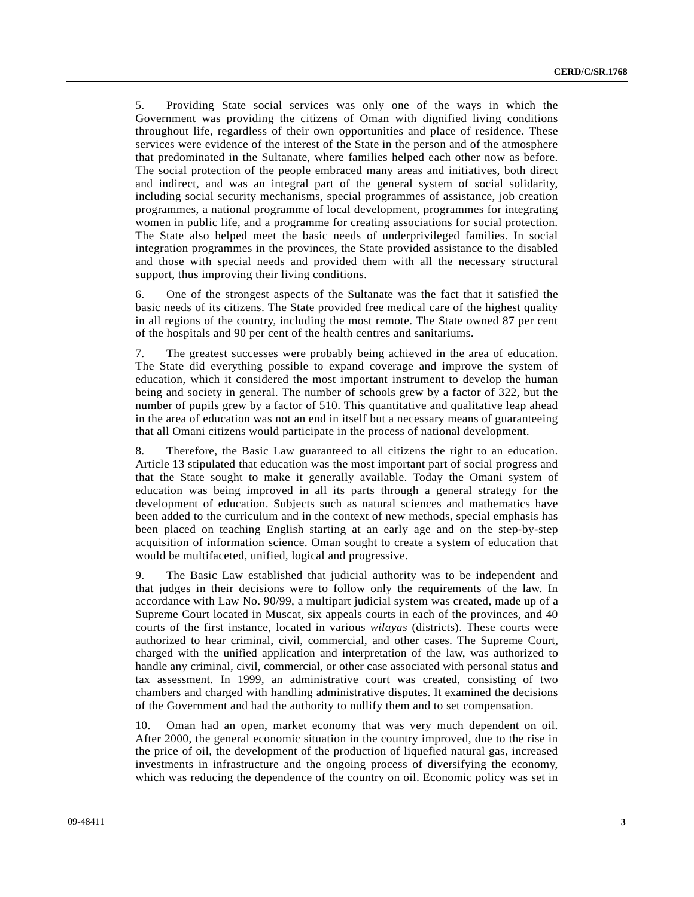5. Providing State social services was only one of the ways in which the Government was providing the citizens of Oman with dignified living conditions throughout life, regardless of their own opportunities and place of residence. These services were evidence of the interest of the State in the person and of the atmosphere that predominated in the Sultanate, where families helped each other now as before. The social protection of the people embraced many areas and initiatives, both direct and indirect, and was an integral part of the general system of social solidarity, including social security mechanisms, special programmes of assistance, job creation programmes, a national programme of local development, programmes for integrating women in public life, and a programme for creating associations for social protection. The State also helped meet the basic needs of underprivileged families. In social integration programmes in the provinces, the State provided assistance to the disabled and those with special needs and provided them with all the necessary structural support, thus improving their living conditions.

6. One of the strongest aspects of the Sultanate was the fact that it satisfied the basic needs of its citizens. The State provided free medical care of the highest quality in all regions of the country, including the most remote. The State owned 87 per cent of the hospitals and 90 per cent of the health centres and sanitariums.

7. The greatest successes were probably being achieved in the area of education. The State did everything possible to expand coverage and improve the system of education, which it considered the most important instrument to develop the human being and society in general. The number of schools grew by a factor of 322, but the number of pupils grew by a factor of 510. This quantitative and qualitative leap ahead in the area of education was not an end in itself but a necessary means of guaranteeing that all Omani citizens would participate in the process of national development.

8. Therefore, the Basic Law guaranteed to all citizens the right to an education. Article 13 stipulated that education was the most important part of social progress and that the State sought to make it generally available. Today the Omani system of education was being improved in all its parts through a general strategy for the development of education. Subjects such as natural sciences and mathematics have been added to the curriculum and in the context of new methods, special emphasis has been placed on teaching English starting at an early age and on the step-by-step acquisition of information science. Oman sought to create a system of education that would be multifaceted, unified, logical and progressive.

9. The Basic Law established that judicial authority was to be independent and that judges in their decisions were to follow only the requirements of the law. In accordance with Law No. 90/99, a multipart judicial system was created, made up of a Supreme Court located in Muscat, six appeals courts in each of the provinces, and 40 courts of the first instance, located in various *wilayas* (districts). These courts were authorized to hear criminal, civil, commercial, and other cases. The Supreme Court, charged with the unified application and interpretation of the law, was authorized to handle any criminal, civil, commercial, or other case associated with personal status and tax assessment. In 1999, an administrative court was created, consisting of two chambers and charged with handling administrative disputes. It examined the decisions of the Government and had the authority to nullify them and to set compensation.

10. Oman had an open, market economy that was very much dependent on oil. After 2000, the general economic situation in the country improved, due to the rise in the price of oil, the development of the production of liquefied natural gas, increased investments in infrastructure and the ongoing process of diversifying the economy, which was reducing the dependence of the country on oil. Economic policy was set in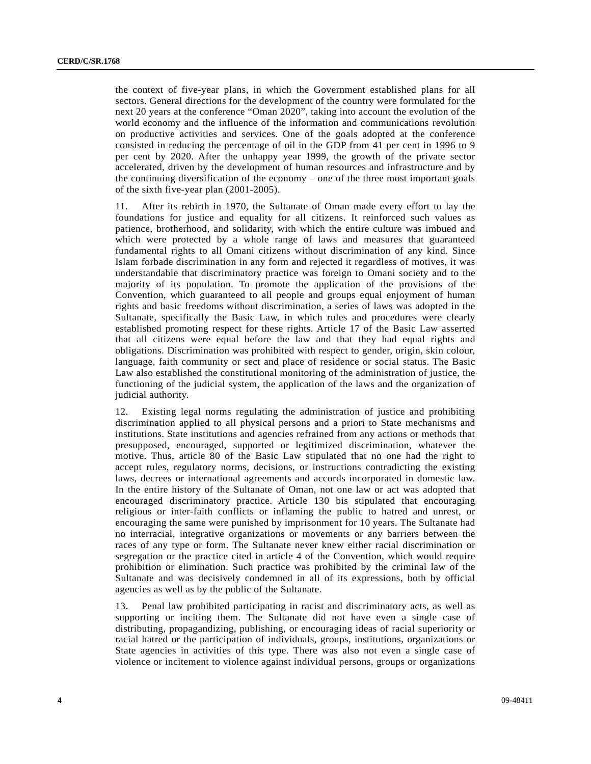the context of five-year plans, in which the Government established plans for all sectors. General directions for the development of the country were formulated for the next 20 years at the conference "Oman 2020", taking into account the evolution of the world economy and the influence of the information and communications revolution on productive activities and services. One of the goals adopted at the conference consisted in reducing the percentage of oil in the GDP from 41 per cent in 1996 to 9 per cent by 2020. After the unhappy year 1999, the growth of the private sector accelerated, driven by the development of human resources and infrastructure and by the continuing diversification of the economy – one of the three most important goals of the sixth five-year plan (2001-2005).

11. After its rebirth in 1970, the Sultanate of Oman made every effort to lay the foundations for justice and equality for all citizens. It reinforced such values as patience, brotherhood, and solidarity, with which the entire culture was imbued and which were protected by a whole range of laws and measures that guaranteed fundamental rights to all Omani citizens without discrimination of any kind. Since Islam forbade discrimination in any form and rejected it regardless of motives, it was understandable that discriminatory practice was foreign to Omani society and to the majority of its population. To promote the application of the provisions of the Convention, which guaranteed to all people and groups equal enjoyment of human rights and basic freedoms without discrimination, a series of laws was adopted in the Sultanate, specifically the Basic Law, in which rules and procedures were clearly established promoting respect for these rights. Article 17 of the Basic Law asserted that all citizens were equal before the law and that they had equal rights and obligations. Discrimination was prohibited with respect to gender, origin, skin colour, language, faith community or sect and place of residence or social status. The Basic Law also established the constitutional monitoring of the administration of justice, the functioning of the judicial system, the application of the laws and the organization of judicial authority.

12. Existing legal norms regulating the administration of justice and prohibiting discrimination applied to all physical persons and a priori to State mechanisms and institutions. State institutions and agencies refrained from any actions or methods that presupposed, encouraged, supported or legitimized discrimination, whatever the motive. Thus, article 80 of the Basic Law stipulated that no one had the right to accept rules, regulatory norms, decisions, or instructions contradicting the existing laws, decrees or international agreements and accords incorporated in domestic law. In the entire history of the Sultanate of Oman, not one law or act was adopted that encouraged discriminatory practice. Article 130 bis stipulated that encouraging religious or inter-faith conflicts or inflaming the public to hatred and unrest, or encouraging the same were punished by imprisonment for 10 years. The Sultanate had no interracial, integrative organizations or movements or any barriers between the races of any type or form. The Sultanate never knew either racial discrimination or segregation or the practice cited in article 4 of the Convention, which would require prohibition or elimination. Such practice was prohibited by the criminal law of the Sultanate and was decisively condemned in all of its expressions, both by official agencies as well as by the public of the Sultanate.

13. Penal law prohibited participating in racist and discriminatory acts, as well as supporting or inciting them. The Sultanate did not have even a single case of distributing, propagandizing, publishing, or encouraging ideas of racial superiority or racial hatred or the participation of individuals, groups, institutions, organizations or State agencies in activities of this type. There was also not even a single case of violence or incitement to violence against individual persons, groups or organizations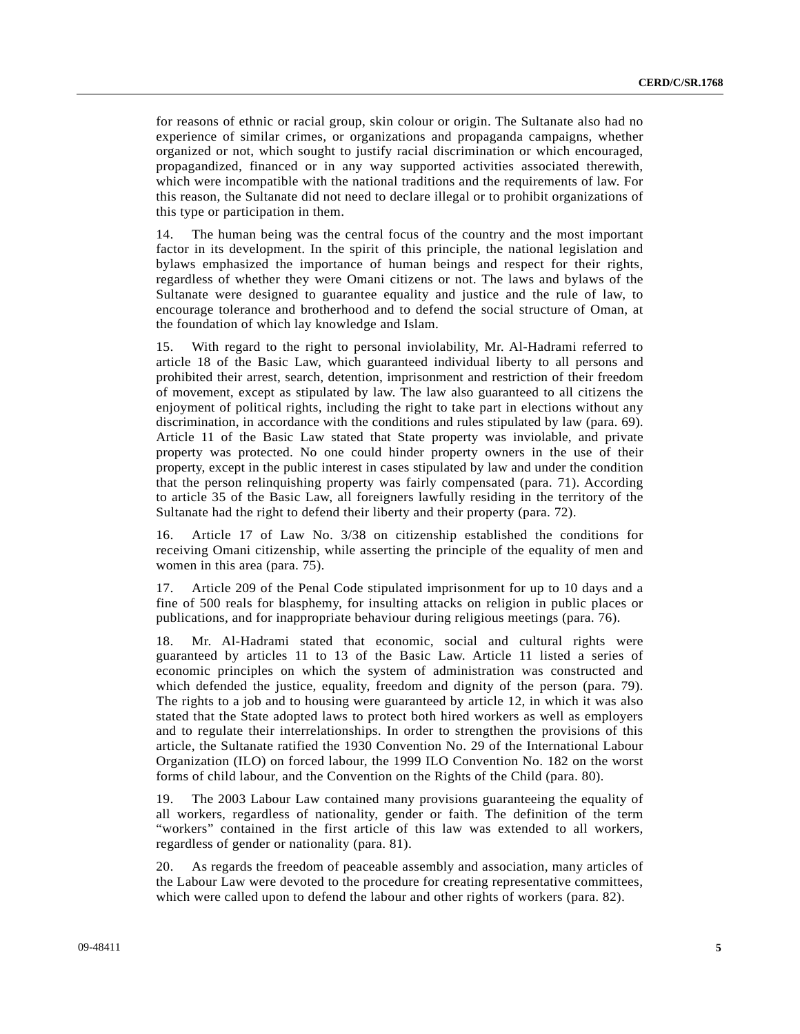for reasons of ethnic or racial group, skin colour or origin. The Sultanate also had no experience of similar crimes, or organizations and propaganda campaigns, whether organized or not, which sought to justify racial discrimination or which encouraged, propagandized, financed or in any way supported activities associated therewith, which were incompatible with the national traditions and the requirements of law. For this reason, the Sultanate did not need to declare illegal or to prohibit organizations of this type or participation in them.

14. The human being was the central focus of the country and the most important factor in its development. In the spirit of this principle, the national legislation and bylaws emphasized the importance of human beings and respect for their rights, regardless of whether they were Omani citizens or not. The laws and bylaws of the Sultanate were designed to guarantee equality and justice and the rule of law, to encourage tolerance and brotherhood and to defend the social structure of Oman, at the foundation of which lay knowledge and Islam.

15. With regard to the right to personal inviolability, Mr. Al-Hadrami referred to article 18 of the Basic Law, which guaranteed individual liberty to all persons and prohibited their arrest, search, detention, imprisonment and restriction of their freedom of movement, except as stipulated by law. The law also guaranteed to all citizens the enjoyment of political rights, including the right to take part in elections without any discrimination, in accordance with the conditions and rules stipulated by law (para. 69). Article 11 of the Basic Law stated that State property was inviolable, and private property was protected. No one could hinder property owners in the use of their property, except in the public interest in cases stipulated by law and under the condition that the person relinquishing property was fairly compensated (para. 71). According to article 35 of the Basic Law, all foreigners lawfully residing in the territory of the Sultanate had the right to defend their liberty and their property (para. 72).

16. Article 17 of Law No. 3/38 on citizenship established the conditions for receiving Omani citizenship, while asserting the principle of the equality of men and women in this area (para. 75).

17. Article 209 of the Penal Code stipulated imprisonment for up to 10 days and a fine of 500 reals for blasphemy, for insulting attacks on religion in public places or publications, and for inappropriate behaviour during religious meetings (para. 76).

18. Mr. Al-Hadrami stated that economic, social and cultural rights were guaranteed by articles 11 to 13 of the Basic Law. Article 11 listed a series of economic principles on which the system of administration was constructed and which defended the justice, equality, freedom and dignity of the person (para. 79). The rights to a job and to housing were guaranteed by article 12, in which it was also stated that the State adopted laws to protect both hired workers as well as employers and to regulate their interrelationships. In order to strengthen the provisions of this article, the Sultanate ratified the 1930 Convention No. 29 of the International Labour Organization (ILO) on forced labour, the 1999 ILO Convention No. 182 on the worst forms of child labour, and the Convention on the Rights of the Child (para. 80).

19. The 2003 Labour Law contained many provisions guaranteeing the equality of all workers, regardless of nationality, gender or faith. The definition of the term "workers" contained in the first article of this law was extended to all workers, regardless of gender or nationality (para. 81).

20. As regards the freedom of peaceable assembly and association, many articles of the Labour Law were devoted to the procedure for creating representative committees, which were called upon to defend the labour and other rights of workers (para. 82).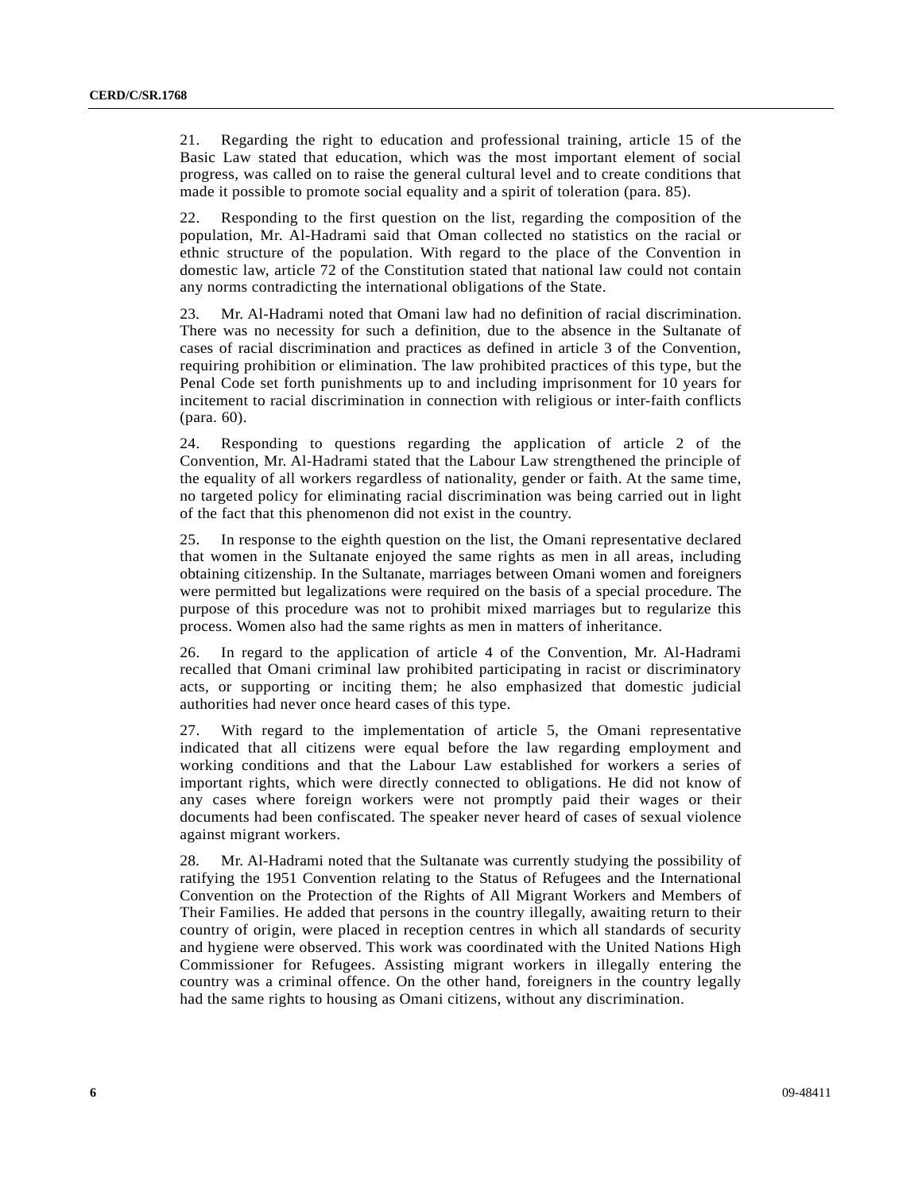21. Regarding the right to education and professional training, article 15 of the Basic Law stated that education, which was the most important element of social progress, was called on to raise the general cultural level and to create conditions that made it possible to promote social equality and a spirit of toleration (para. 85).

22. Responding to the first question on the list, regarding the composition of the population, Mr. Al-Hadrami said that Oman collected no statistics on the racial or ethnic structure of the population. With regard to the place of the Convention in domestic law, article 72 of the Constitution stated that national law could not contain any norms contradicting the international obligations of the State.

23. Mr. Al-Hadrami noted that Omani law had no definition of racial discrimination. There was no necessity for such a definition, due to the absence in the Sultanate of cases of racial discrimination and practices as defined in article 3 of the Convention, requiring prohibition or elimination. The law prohibited practices of this type, but the Penal Code set forth punishments up to and including imprisonment for 10 years for incitement to racial discrimination in connection with religious or inter-faith conflicts (para. 60).

24. Responding to questions regarding the application of article 2 of the Convention, Mr. Al-Hadrami stated that the Labour Law strengthened the principle of the equality of all workers regardless of nationality, gender or faith. At the same time, no targeted policy for eliminating racial discrimination was being carried out in light of the fact that this phenomenon did not exist in the country.

25. In response to the eighth question on the list, the Omani representative declared that women in the Sultanate enjoyed the same rights as men in all areas, including obtaining citizenship. In the Sultanate, marriages between Omani women and foreigners were permitted but legalizations were required on the basis of a special procedure. The purpose of this procedure was not to prohibit mixed marriages but to regularize this process. Women also had the same rights as men in matters of inheritance.

26. In regard to the application of article 4 of the Convention, Mr. Al-Hadrami recalled that Omani criminal law prohibited participating in racist or discriminatory acts, or supporting or inciting them; he also emphasized that domestic judicial authorities had never once heard cases of this type.

27. With regard to the implementation of article 5, the Omani representative indicated that all citizens were equal before the law regarding employment and working conditions and that the Labour Law established for workers a series of important rights, which were directly connected to obligations. He did not know of any cases where foreign workers were not promptly paid their wages or their documents had been confiscated. The speaker never heard of cases of sexual violence against migrant workers.

28. Mr. Al-Hadrami noted that the Sultanate was currently studying the possibility of ratifying the 1951 Convention relating to the Status of Refugees and the International Convention on the Protection of the Rights of All Migrant Workers and Members of Their Families. He added that persons in the country illegally, awaiting return to their country of origin, were placed in reception centres in which all standards of security and hygiene were observed. This work was coordinated with the United Nations High Commissioner for Refugees. Assisting migrant workers in illegally entering the country was a criminal offence. On the other hand, foreigners in the country legally had the same rights to housing as Omani citizens, without any discrimination.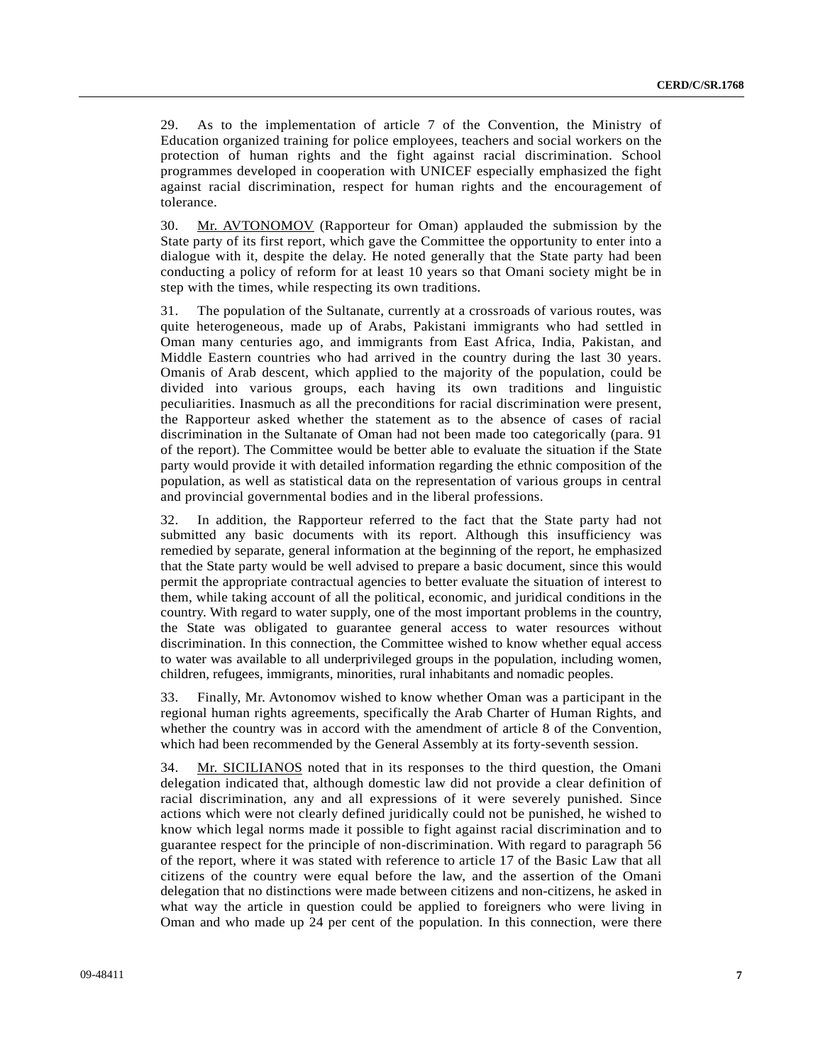29. As to the implementation of article 7 of the Convention, the Ministry of Education organized training for police employees, teachers and social workers on the protection of human rights and the fight against racial discrimination. School programmes developed in cooperation with UNICEF especially emphasized the fight against racial discrimination, respect for human rights and the encouragement of tolerance.

30. Mr. AVTONOMOV (Rapporteur for Oman) applauded the submission by the State party of its first report, which gave the Committee the opportunity to enter into a dialogue with it, despite the delay. He noted generally that the State party had been conducting a policy of reform for at least 10 years so that Omani society might be in step with the times, while respecting its own traditions.

31. The population of the Sultanate, currently at a crossroads of various routes, was quite heterogeneous, made up of Arabs, Pakistani immigrants who had settled in Oman many centuries ago, and immigrants from East Africa, India, Pakistan, and Middle Eastern countries who had arrived in the country during the last 30 years. Omanis of Arab descent, which applied to the majority of the population, could be divided into various groups, each having its own traditions and linguistic peculiarities. Inasmuch as all the preconditions for racial discrimination were present, the Rapporteur asked whether the statement as to the absence of cases of racial discrimination in the Sultanate of Oman had not been made too categorically (para. 91 of the report). The Committee would be better able to evaluate the situation if the State party would provide it with detailed information regarding the ethnic composition of the population, as well as statistical data on the representation of various groups in central and provincial governmental bodies and in the liberal professions.

32. In addition, the Rapporteur referred to the fact that the State party had not submitted any basic documents with its report. Although this insufficiency was remedied by separate, general information at the beginning of the report, he emphasized that the State party would be well advised to prepare a basic document, since this would permit the appropriate contractual agencies to better evaluate the situation of interest to them, while taking account of all the political, economic, and juridical conditions in the country. With regard to water supply, one of the most important problems in the country, the State was obligated to guarantee general access to water resources without discrimination. In this connection, the Committee wished to know whether equal access to water was available to all underprivileged groups in the population, including women, children, refugees, immigrants, minorities, rural inhabitants and nomadic peoples.

33. Finally, Mr. Avtonomov wished to know whether Oman was a participant in the regional human rights agreements, specifically the Arab Charter of Human Rights, and whether the country was in accord with the amendment of article 8 of the Convention, which had been recommended by the General Assembly at its forty-seventh session.

34. Mr. SICILIANOS noted that in its responses to the third question, the Omani delegation indicated that, although domestic law did not provide a clear definition of racial discrimination, any and all expressions of it were severely punished. Since actions which were not clearly defined juridically could not be punished, he wished to know which legal norms made it possible to fight against racial discrimination and to guarantee respect for the principle of non-discrimination. With regard to paragraph 56 of the report, where it was stated with reference to article 17 of the Basic Law that all citizens of the country were equal before the law, and the assertion of the Omani delegation that no distinctions were made between citizens and non-citizens, he asked in what way the article in question could be applied to foreigners who were living in Oman and who made up 24 per cent of the population. In this connection, were there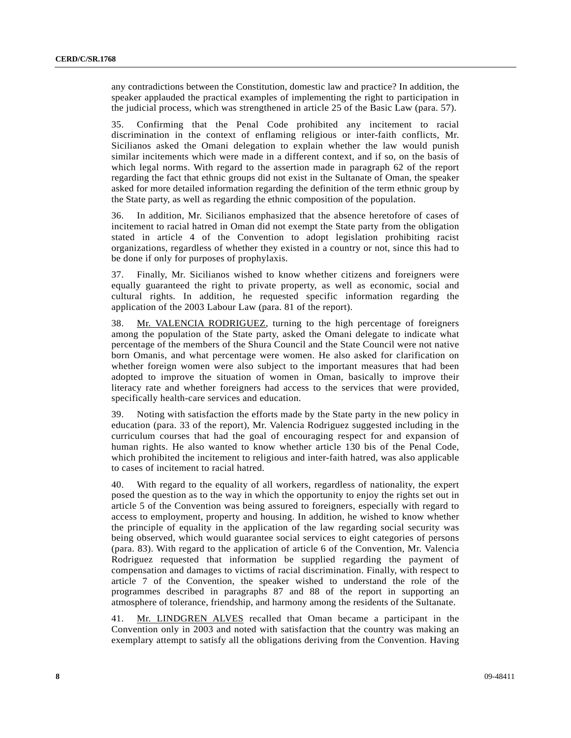any contradictions between the Constitution, domestic law and practice? In addition, the speaker applauded the practical examples of implementing the right to participation in the judicial process, which was strengthened in article 25 of the Basic Law (para. 57).

35. Confirming that the Penal Code prohibited any incitement to racial discrimination in the context of enflaming religious or inter-faith conflicts, Mr. Sicilianos asked the Omani delegation to explain whether the law would punish similar incitements which were made in a different context, and if so, on the basis of which legal norms. With regard to the assertion made in paragraph 62 of the report regarding the fact that ethnic groups did not exist in the Sultanate of Oman, the speaker asked for more detailed information regarding the definition of the term ethnic group by the State party, as well as regarding the ethnic composition of the population.

36. In addition, Mr. Sicilianos emphasized that the absence heretofore of cases of incitement to racial hatred in Oman did not exempt the State party from the obligation stated in article 4 of the Convention to adopt legislation prohibiting racist organizations, regardless of whether they existed in a country or not, since this had to be done if only for purposes of prophylaxis.

37. Finally, Mr. Sicilianos wished to know whether citizens and foreigners were equally guaranteed the right to private property, as well as economic, social and cultural rights. In addition, he requested specific information regarding the application of the 2003 Labour Law (para. 81 of the report).

38. Mr. VALENCIA RODRIGUEZ, turning to the high percentage of foreigners among the population of the State party, asked the Omani delegate to indicate what percentage of the members of the Shura Council and the State Council were not native born Omanis, and what percentage were women. He also asked for clarification on whether foreign women were also subject to the important measures that had been adopted to improve the situation of women in Oman, basically to improve their literacy rate and whether foreigners had access to the services that were provided, specifically health-care services and education.

39. Noting with satisfaction the efforts made by the State party in the new policy in education (para. 33 of the report), Mr. Valencia Rodriguez suggested including in the curriculum courses that had the goal of encouraging respect for and expansion of human rights. He also wanted to know whether article 130 bis of the Penal Code, which prohibited the incitement to religious and inter-faith hatred, was also applicable to cases of incitement to racial hatred.

40. With regard to the equality of all workers, regardless of nationality, the expert posed the question as to the way in which the opportunity to enjoy the rights set out in article 5 of the Convention was being assured to foreigners, especially with regard to access to employment, property and housing. In addition, he wished to know whether the principle of equality in the application of the law regarding social security was being observed, which would guarantee social services to eight categories of persons (para. 83). With regard to the application of article 6 of the Convention, Mr. Valencia Rodriguez requested that information be supplied regarding the payment of compensation and damages to victims of racial discrimination. Finally, with respect to article 7 of the Convention, the speaker wished to understand the role of the programmes described in paragraphs 87 and 88 of the report in supporting an atmosphere of tolerance, friendship, and harmony among the residents of the Sultanate.

41. Mr. LINDGREN ALVES recalled that Oman became a participant in the Convention only in 2003 and noted with satisfaction that the country was making an exemplary attempt to satisfy all the obligations deriving from the Convention. Having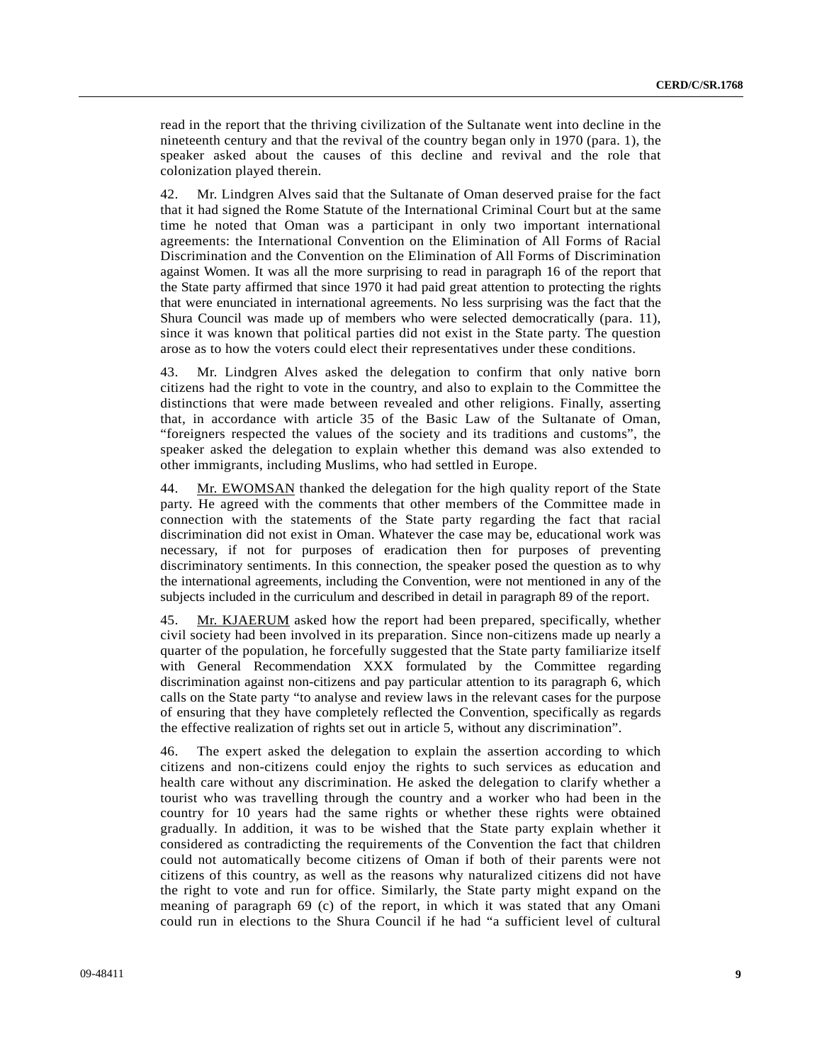read in the report that the thriving civilization of the Sultanate went into decline in the nineteenth century and that the revival of the country began only in 1970 (para. 1), the speaker asked about the causes of this decline and revival and the role that colonization played therein.

42. Mr. Lindgren Alves said that the Sultanate of Oman deserved praise for the fact that it had signed the Rome Statute of the International Criminal Court but at the same time he noted that Oman was a participant in only two important international agreements: the International Convention on the Elimination of All Forms of Racial Discrimination and the Convention on the Elimination of All Forms of Discrimination against Women. It was all the more surprising to read in paragraph 16 of the report that the State party affirmed that since 1970 it had paid great attention to protecting the rights that were enunciated in international agreements. No less surprising was the fact that the Shura Council was made up of members who were selected democratically (para. 11), since it was known that political parties did not exist in the State party. The question arose as to how the voters could elect their representatives under these conditions.

43. Mr. Lindgren Alves asked the delegation to confirm that only native born citizens had the right to vote in the country, and also to explain to the Committee the distinctions that were made between revealed and other religions. Finally, asserting that, in accordance with article 35 of the Basic Law of the Sultanate of Oman, "foreigners respected the values of the society and its traditions and customs", the speaker asked the delegation to explain whether this demand was also extended to other immigrants, including Muslims, who had settled in Europe.

44. Mr. EWOMSAN thanked the delegation for the high quality report of the State party. He agreed with the comments that other members of the Committee made in connection with the statements of the State party regarding the fact that racial discrimination did not exist in Oman. Whatever the case may be, educational work was necessary, if not for purposes of eradication then for purposes of preventing discriminatory sentiments. In this connection, the speaker posed the question as to why the international agreements, including the Convention, were not mentioned in any of the subjects included in the curriculum and described in detail in paragraph 89 of the report.

45. Mr. KJAERUM asked how the report had been prepared, specifically, whether civil society had been involved in its preparation. Since non-citizens made up nearly a quarter of the population, he forcefully suggested that the State party familiarize itself with General Recommendation XXX formulated by the Committee regarding discrimination against non-citizens and pay particular attention to its paragraph 6, which calls on the State party "to analyse and review laws in the relevant cases for the purpose of ensuring that they have completely reflected the Convention, specifically as regards the effective realization of rights set out in article 5, without any discrimination".

46. The expert asked the delegation to explain the assertion according to which citizens and non-citizens could enjoy the rights to such services as education and health care without any discrimination. He asked the delegation to clarify whether a tourist who was travelling through the country and a worker who had been in the country for 10 years had the same rights or whether these rights were obtained gradually. In addition, it was to be wished that the State party explain whether it considered as contradicting the requirements of the Convention the fact that children could not automatically become citizens of Oman if both of their parents were not citizens of this country, as well as the reasons why naturalized citizens did not have the right to vote and run for office. Similarly, the State party might expand on the meaning of paragraph 69 (c) of the report, in which it was stated that any Omani could run in elections to the Shura Council if he had "a sufficient level of cultural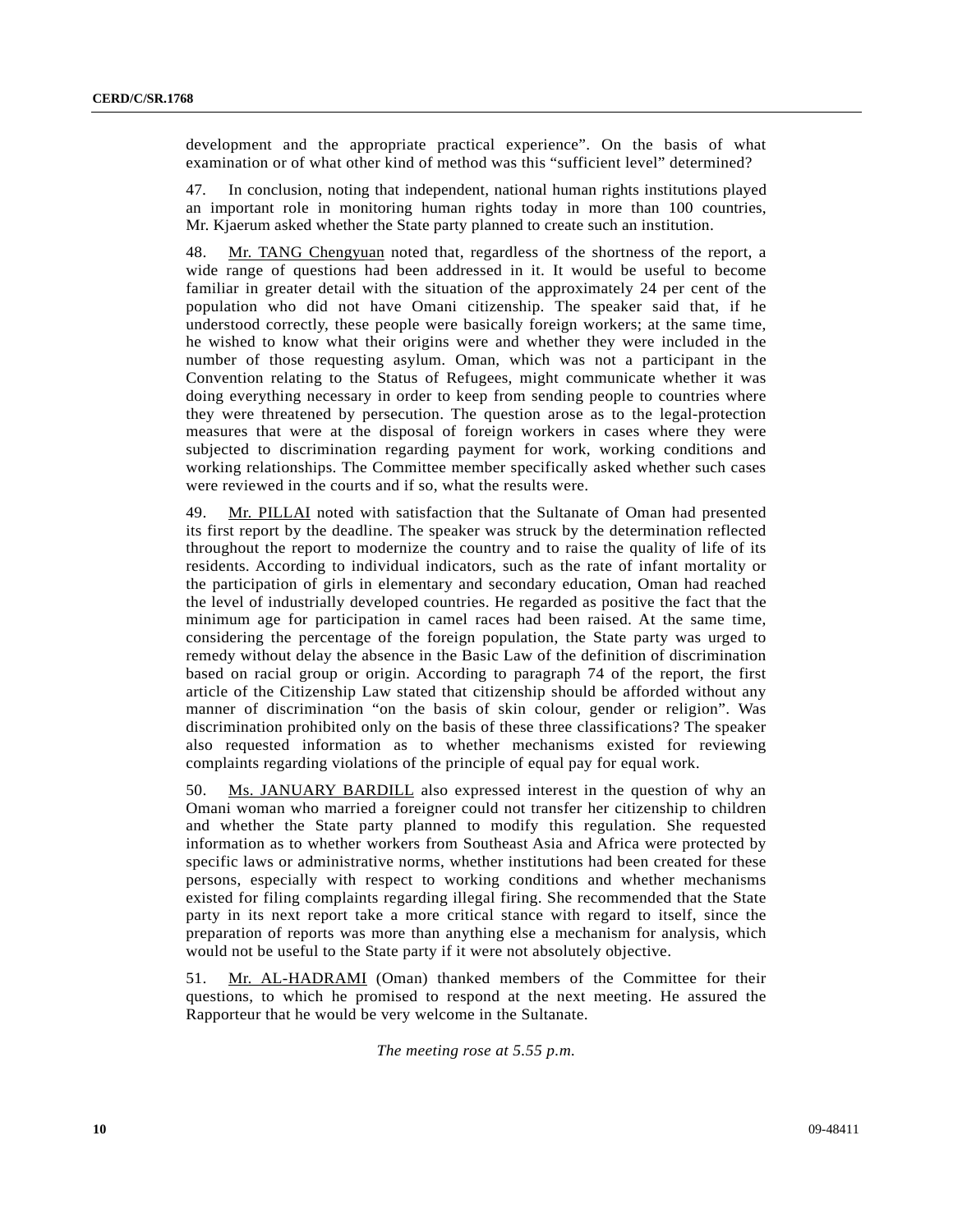development and the appropriate practical experience". On the basis of what examination or of what other kind of method was this "sufficient level" determined?

47. In conclusion, noting that independent, national human rights institutions played an important role in monitoring human rights today in more than 100 countries, Mr. Kjaerum asked whether the State party planned to create such an institution.

48. Mr. TANG Chengyuan noted that, regardless of the shortness of the report, a wide range of questions had been addressed in it. It would be useful to become familiar in greater detail with the situation of the approximately 24 per cent of the population who did not have Omani citizenship. The speaker said that, if he understood correctly, these people were basically foreign workers; at the same time, he wished to know what their origins were and whether they were included in the number of those requesting asylum. Oman, which was not a participant in the Convention relating to the Status of Refugees, might communicate whether it was doing everything necessary in order to keep from sending people to countries where they were threatened by persecution. The question arose as to the legal-protection measures that were at the disposal of foreign workers in cases where they were subjected to discrimination regarding payment for work, working conditions and working relationships. The Committee member specifically asked whether such cases were reviewed in the courts and if so, what the results were.

49. Mr. PILLAI noted with satisfaction that the Sultanate of Oman had presented its first report by the deadline. The speaker was struck by the determination reflected throughout the report to modernize the country and to raise the quality of life of its residents. According to individual indicators, such as the rate of infant mortality or the participation of girls in elementary and secondary education, Oman had reached the level of industrially developed countries. He regarded as positive the fact that the minimum age for participation in camel races had been raised. At the same time, considering the percentage of the foreign population, the State party was urged to remedy without delay the absence in the Basic Law of the definition of discrimination based on racial group or origin. According to paragraph 74 of the report, the first article of the Citizenship Law stated that citizenship should be afforded without any manner of discrimination "on the basis of skin colour, gender or religion". Was discrimination prohibited only on the basis of these three classifications? The speaker also requested information as to whether mechanisms existed for reviewing complaints regarding violations of the principle of equal pay for equal work.

50. Ms. JANUARY BARDILL also expressed interest in the question of why an Omani woman who married a foreigner could not transfer her citizenship to children and whether the State party planned to modify this regulation. She requested information as to whether workers from Southeast Asia and Africa were protected by specific laws or administrative norms, whether institutions had been created for these persons, especially with respect to working conditions and whether mechanisms existed for filing complaints regarding illegal firing. She recommended that the State party in its next report take a more critical stance with regard to itself, since the preparation of reports was more than anything else a mechanism for analysis, which would not be useful to the State party if it were not absolutely objective.

51. Mr. AL-HADRAMI (Oman) thanked members of the Committee for their questions, to which he promised to respond at the next meeting. He assured the Rapporteur that he would be very welcome in the Sultanate.

*The meeting rose at 5.55 p.m.*